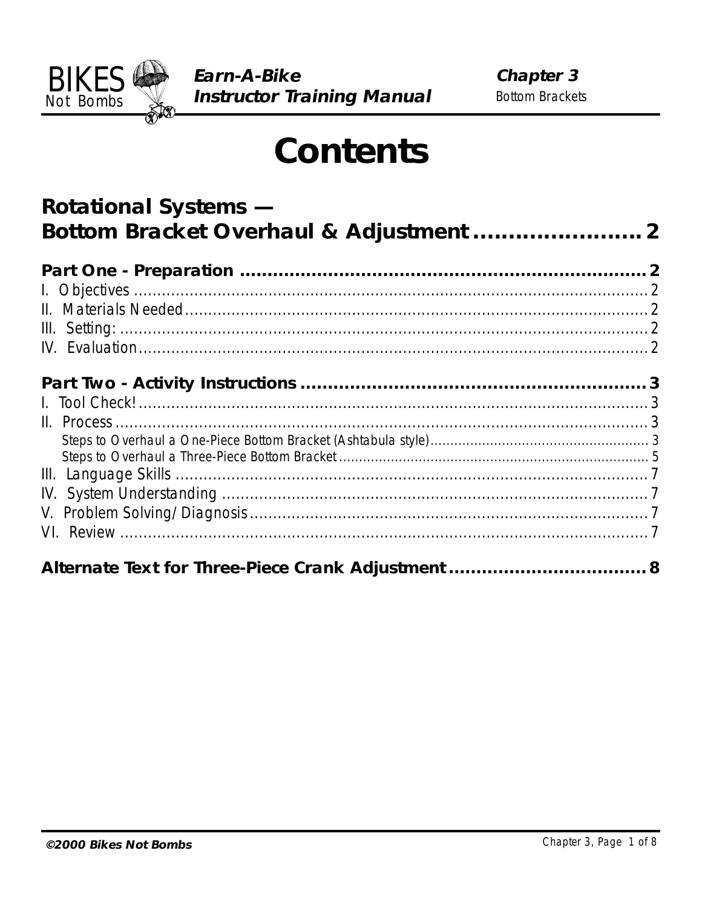# Contents

## Rotational Systems — Bottom Bracket Overhaul & Adjustment ........................ 2

**Part One - Preparation** .............................................................. 2

I. Objectives ........................................................................................... 2

II. Materials Needed ................................................................................ 2

III. Setting: .............................................................................................. 2

IV. Evaluation .......................................................................................... 2

**Part Two - Activity Instructions** ................................................... 3

I. Tool Check! .......................................................................................... 3

II. Process ............................................................................................... 3

- Steps to Overhaul a One-Piece Bottom Bracket (Ashtabula style) ......................... 3
- Steps to Overhaul a Three-Piece Bottom Bracket ................................................ 5

III. Language Skills .................................................................................. 7

IV. System Understanding ........................................................................ 7

V. Problem Solving/Diagnosis ................................................................... 7

VI. Review ............................................................................................... 7

**Alternate Text for Three-Piece Crank Adjustment** ................................... 8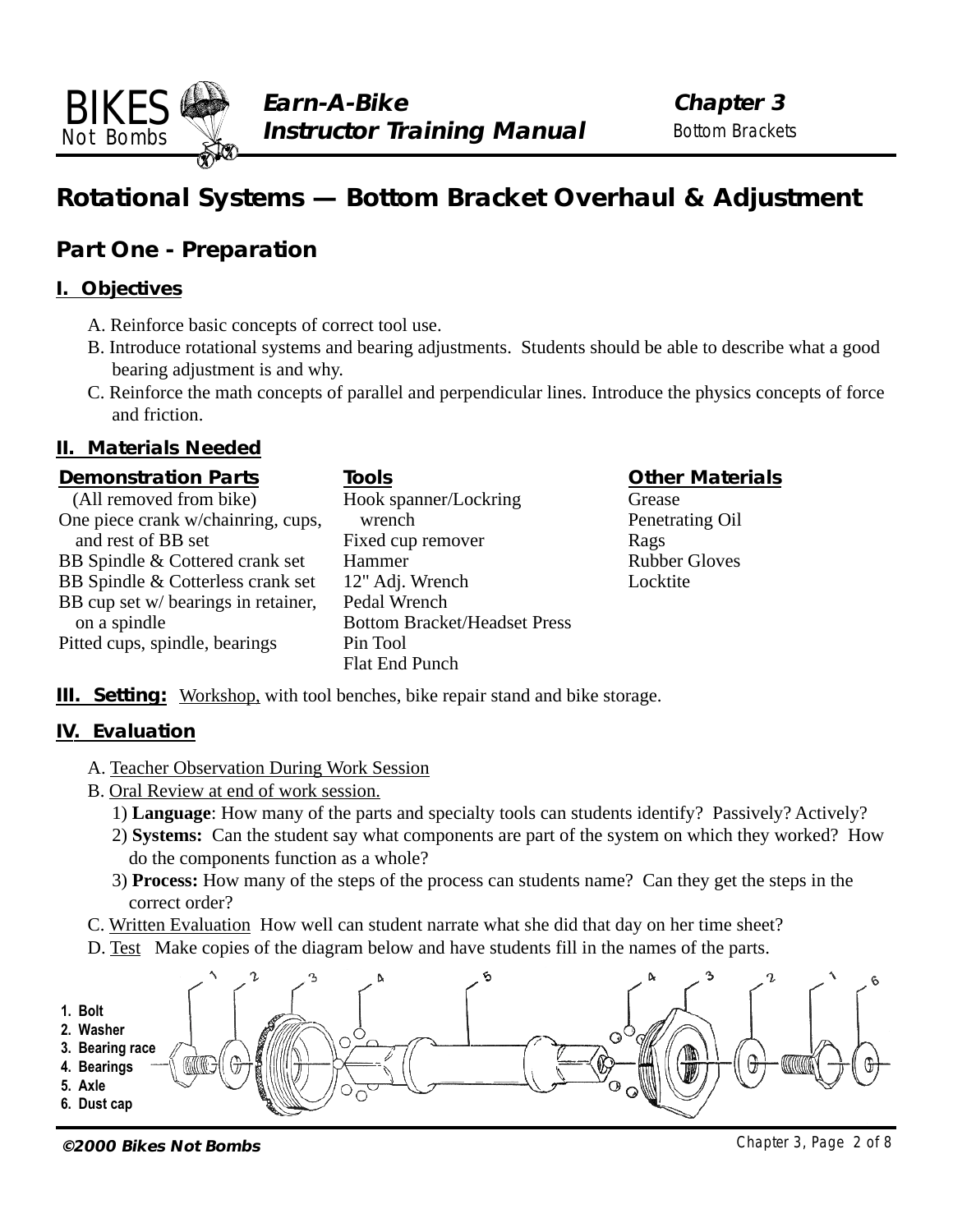# Rotational Systems — Bottom Bracket Overhaul & Adjustment

## Part One - Preparation

### I. Objectives

A. Reinforce basic concepts of correct tool use.

B. Introduce rotational systems and bearing adjustments. Students should be able to describe what a good bearing adjustment is and why.

C. Reinforce the math concepts of parallel and perpendicular lines. Introduce the physics concepts of force and friction.

### II. Materials Needed

| Demonstration Parts | Tools | Other Materials |
| --- | --- | --- |
| (All removed from bike) | Hook spanner/Lockring wrench | Grease |
| One piece crank w/chainring, cups, and rest of BB set | Fixed cup remover | Penetrating Oil |
| BB Spindle & Cottered crank set | Hammer | Rags |
| BB Spindle & Cotterless crank set | 12" Adj. Wrench | Rubber Gloves |
| BB cup set w/ bearings in retainer, on a spindle | Pedal Wrench | Locktite |
| Pitted cups, spindle, bearings | Bottom Bracket/Headset Press | |
| | Pin Tool | |
| | Flat End Punch | |

**III. Setting:** Workshop, with tool benches, bike repair stand and bike storage.

### IV. Evaluation

A. Teacher Observation During Work Session

B. Oral Review at end of work session.

1) **Language**: How many of the parts and specialty tools can students identify? Passively? Actively?

2) **Systems:** Can the student say what components are part of the system on which they worked? How do the components function as a whole?

3) **Process:** How many of the steps of the process can students name? Can they get the steps in the correct order?

C. Written Evaluation How well can student narrate what she did that day on her time sheet?

D. Test Make copies of the diagram below and have students fill in the names of the parts.

1. Bolt
2. Washer
3. Bearing race
4. Bearings
5. Axle
6. Dust cap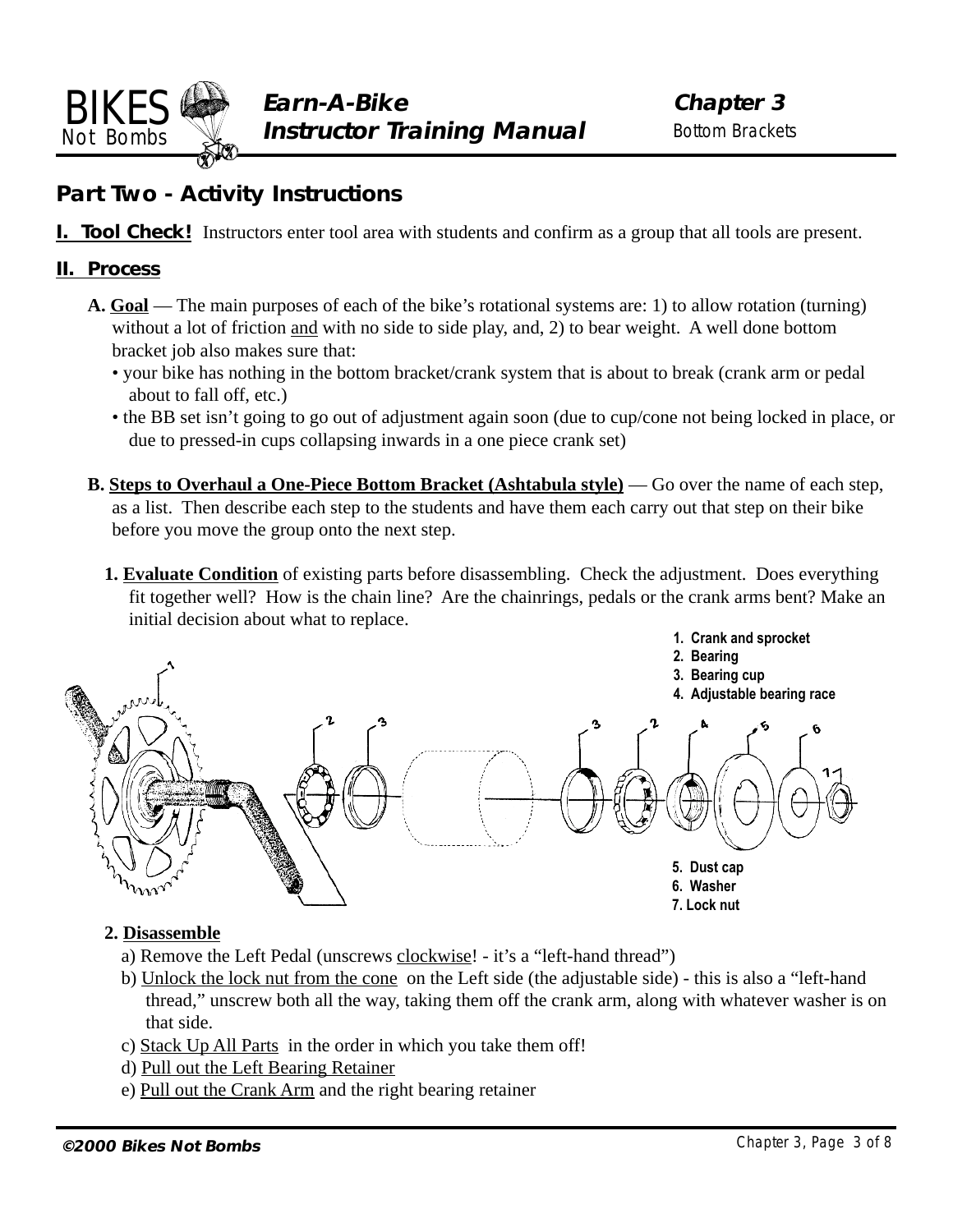## Part Two - Activity Instructions

**I. Tool Check!** Instructors enter tool area with students and confirm as a group that all tools are present.

**II. Process**

**A. Goal** — The main purposes of each of the bike's rotational systems are: 1) to allow rotation (turning) without a lot of friction and with no side to side play, and, 2) to bear weight. A well done bottom bracket job also makes sure that:

- your bike has nothing in the bottom bracket/crank system that is about to break (crank arm or pedal about to fall off, etc.)
- the BB set isn't going to go out of adjustment again soon (due to cup/cone not being locked in place, or due to pressed-in cups collapsing inwards in a one piece crank set)

**B. Steps to Overhaul a One-Piece Bottom Bracket (Ashtabula style)** — Go over the name of each step, as a list. Then describe each step to the students and have them each carry out that step on their bike before you move the group onto the next step.

**1. Evaluate Condition** of existing parts before disassembling. Check the adjustment. Does everything fit together well? How is the chain line? Are the chainrings, pedals or the crank arms bent? Make an initial decision about what to replace.

1. Crank and sprocket
2. Bearing
3. Bearing cup
4. Adjustable bearing race
5. Dust cap
6. Washer
7. Lock nut

**2. Disassemble**

a) Remove the Left Pedal (unscrews clockwise! - it's a "left-hand thread")

b) Unlock the lock nut from the cone on the Left side (the adjustable side) - this is also a "left-hand thread," unscrew both all the way, taking them off the crank arm, along with whatever washer is on that side.

c) Stack Up All Parts in the order in which you take them off!

d) Pull out the Left Bearing Retainer

e) Pull out the Crank Arm and the right bearing retainer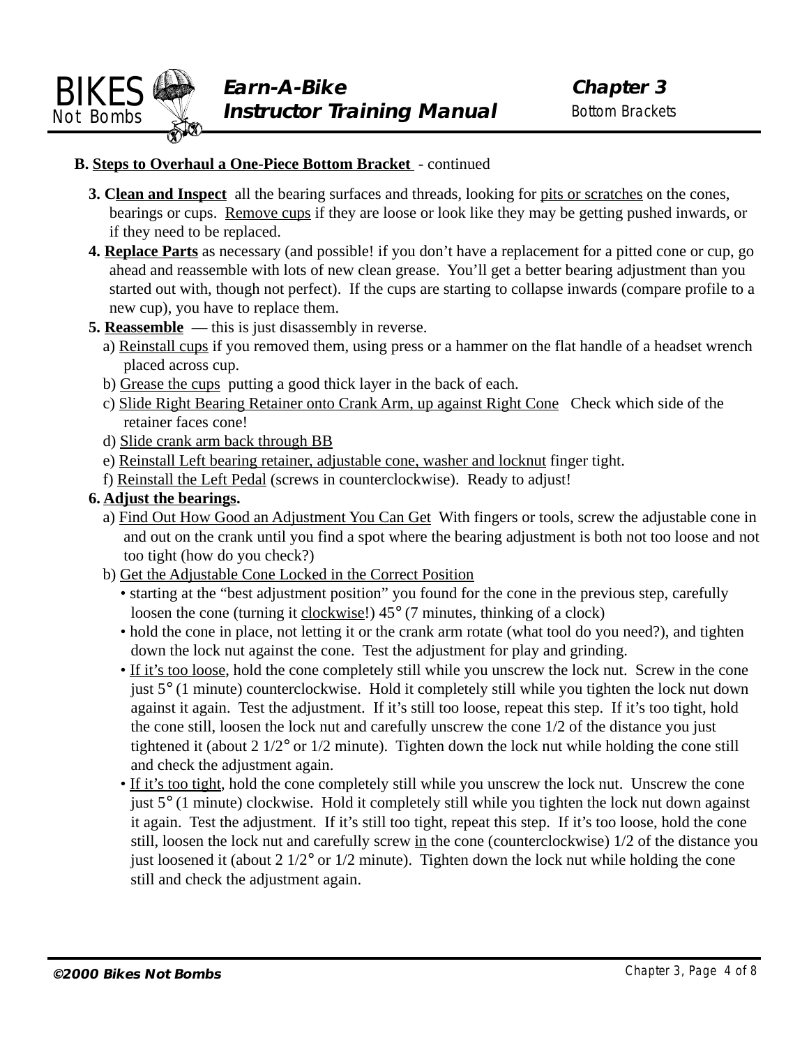**B. Steps to Overhaul a One-Piece Bottom Bracket** - continued

3. **Clean and Inspect** all the bearing surfaces and threads, looking for pits or scratches on the cones, bearings or cups. Remove cups if they are loose or look like they may be getting pushed inwards, or if they need to be replaced.
4. **Replace Parts** as necessary (and possible! if you don't have a replacement for a pitted cone or cup, go ahead and reassemble with lots of new clean grease. You'll get a better bearing adjustment than you started out with, though not perfect). If the cups are starting to collapse inwards (compare profile to a new cup), you have to replace them.
5. **Reassemble** — this is just disassembly in reverse.
   a) Reinstall cups if you removed them, using press or a hammer on the flat handle of a headset wrench placed across cup.
   b) Grease the cups putting a good thick layer in the back of each.
   c) Slide Right Bearing Retainer onto Crank Arm, up against Right Cone Check which side of the retainer faces cone!
   d) Slide crank arm back through BB
   e) Reinstall Left bearing retainer, adjustable cone, washer and locknut finger tight.
   f) Reinstall the Left Pedal (screws in counterclockwise). Ready to adjust!
6. **Adjust the bearings**.
   a) Find Out How Good an Adjustment You Can Get With fingers or tools, screw the adjustable cone in and out on the crank until you find a spot where the bearing adjustment is both not too loose and not too tight (how do you check?)
   b) Get the Adjustable Cone Locked in the Correct Position
      - starting at the "best adjustment position" you found for the cone in the previous step, carefully loosen the cone (turning it clockwise!) 45° (7 minutes, thinking of a clock)
      - hold the cone in place, not letting it or the crank arm rotate (what tool do you need?), and tighten down the lock nut against the cone. Test the adjustment for play and grinding.
      - If it's too loose, hold the cone completely still while you unscrew the lock nut. Screw in the cone just 5° (1 minute) counterclockwise. Hold it completely still while you tighten the lock nut down against it again. Test the adjustment. If it's still too loose, repeat this step. If it's too tight, hold the cone still, loosen the lock nut and carefully unscrew the cone 1/2 of the distance you just tightened it (about 2 1/2° or 1/2 minute). Tighten down the lock nut while holding the cone still and check the adjustment again.
      - If it's too tight, hold the cone completely still while you unscrew the lock nut. Unscrew the cone just 5° (1 minute) clockwise. Hold it completely still while you tighten the lock nut down against it again. Test the adjustment. If it's still too tight, repeat this step. If it's too loose, hold the cone still, loosen the lock nut and carefully screw in the cone (counterclockwise) 1/2 of the distance you just loosened it (about 2 1/2° or 1/2 minute). Tighten down the lock nut while holding the cone still and check the adjustment again.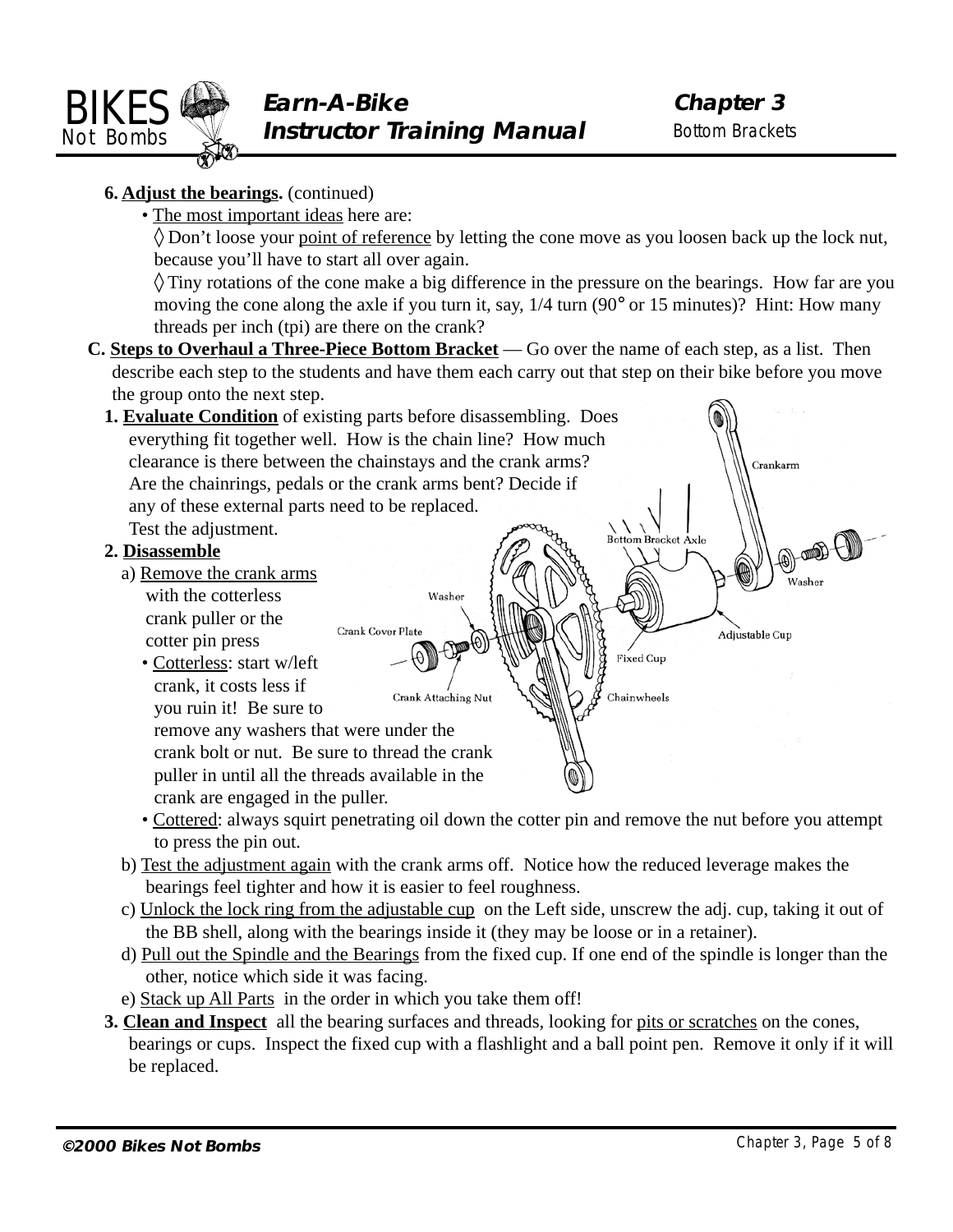6. **Adjust the bearings.** (continued)

- The most important ideas here are:
  - ◊ Don't loose your point of reference by letting the cone move as you loosen back up the lock nut, because you'll have to start all over again.
  - ◊ Tiny rotations of the cone make a big difference in the pressure on the bearings. How far are you moving the cone along the axle if you turn it, say, 1/4 turn (90° or 15 minutes)? Hint: How many threads per inch (tpi) are there on the crank?

C. **Steps to Overhaul a Three-Piece Bottom Bracket** — Go over the name of each step, as a list. Then describe each step to the students and have them each carry out that step on their bike before you move the group onto the next step.

1. **Evaluate Condition** of existing parts before disassembling. Does everything fit together well. How is the chain line? How much clearance is there between the chainstays and the crank arms? Are the chainrings, pedals or the crank arms bent? Decide if any of these external parts need to be replaced. Test the adjustment.

2. **Disassemble**

   a) Remove the crank arms with the cotterless crank puller or the cotter pin press
   - Cotterless: start w/left crank, it costs less if you ruin it! Be sure to remove any washers that were under the crank bolt or nut. Be sure to thread the crank puller in until all the threads available in the crank are engaged in the puller.
   - Cottered: always squirt penetrating oil down the cotter pin and remove the nut before you attempt to press the pin out.

   b) Test the adjustment again with the crank arms off. Notice how the reduced leverage makes the bearings feel tighter and how it is easier to feel roughness.

   c) Unlock the lock ring from the adjustable cup on the Left side, unscrew the adj. cup, taking it out of the BB shell, along with the bearings inside it (they may be loose or in a retainer).

   d) Pull out the Spindle and the Bearings from the fixed cup. If one end of the spindle is longer than the other, notice which side it was facing.

   e) Stack up All Parts in the order in which you take them off!

3. **Clean and Inspect** all the bearing surfaces and threads, looking for pits or scratches on the cones, bearings or cups. Inspect the fixed cup with a flashlight and a ball point pen. Remove it only if it will be replaced.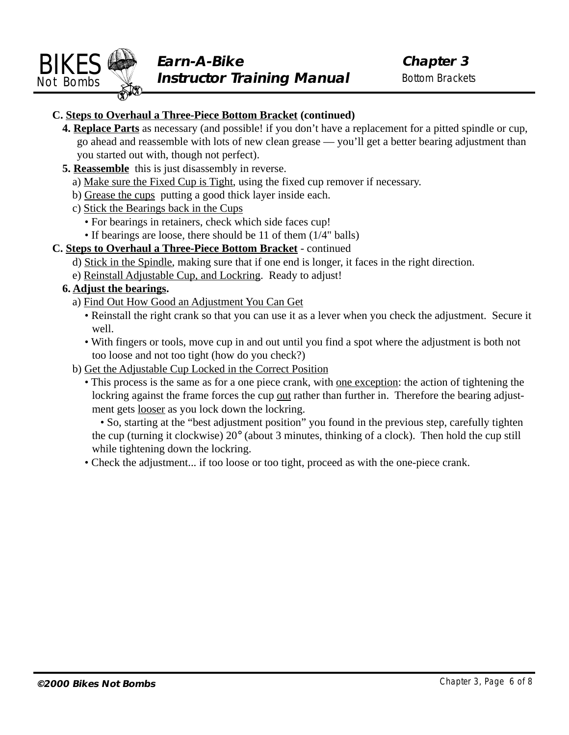**C. <u>Steps to Overhaul a Three-Piece Bottom Bracket</u> (continued)**

**4. <u>Replace Parts</u>** as necessary (and possible! if you don't have a replacement for a pitted spindle or cup, go ahead and reassemble with lots of new clean grease — you'll get a better bearing adjustment than you started out with, though not perfect).

**5. <u>Reassemble</u>** this is just disassembly in reverse.

a) <u>Make sure the Fixed Cup is Tight</u>, using the fixed cup remover if necessary.

b) <u>Grease the cups</u> putting a good thick layer inside each.

c) <u>Stick the Bearings back in the Cups</u>

- For bearings in retainers, check which side faces cup!
- If bearings are loose, there should be 11 of them (1/4" balls)

**C. <u>Steps to Overhaul a Three-Piece Bottom Bracket</u>** - continued

d) <u>Stick in the Spindle</u>, making sure that if one end is longer, it faces in the right direction.

e) <u>Reinstall Adjustable Cup, and Lockring</u>. Ready to adjust!

**6. <u>Adjust the bearings</u>.**

a) <u>Find Out How Good an Adjustment You Can Get</u>

- Reinstall the right crank so that you can use it as a lever when you check the adjustment. Secure it well.
- With fingers or tools, move cup in and out until you find a spot where the adjustment is both not too loose and not too tight (how do you check?)

b) <u>Get the Adjustable Cup Locked in the Correct Position</u>

- This process is the same as for a one piece crank, with <u>one exception</u>: the action of tightening the lockring against the frame forces the cup <u>out</u> rather than further in. Therefore the bearing adjustment gets <u>looser</u> as you lock down the lockring.
  - So, starting at the "best adjustment position" you found in the previous step, carefully tighten the cup (turning it clockwise) 20° (about 3 minutes, thinking of a clock). Then hold the cup still while tightening down the lockring.
- Check the adjustment... if too loose or too tight, proceed as with the one-piece crank.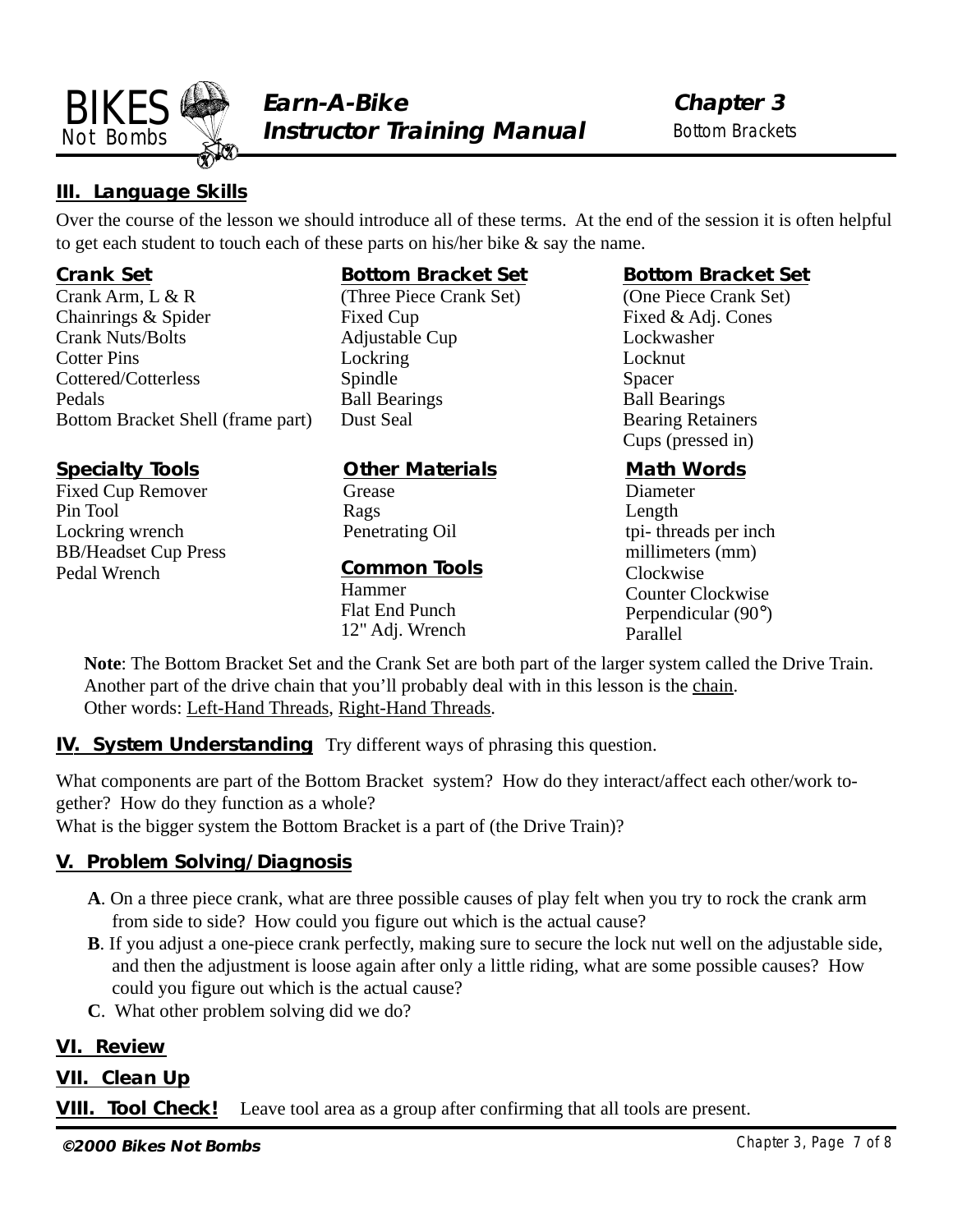## III. Language Skills

Over the course of the lesson we should introduce all of these terms. At the end of the session it is often helpful to get each student to touch each of these parts on his/her bike & say the name.

### Crank Set

Crank Arm, L & R
Chainrings & Spider
Crank Nuts/Bolts
Cotter Pins
Cottered/Cotterless
Pedals
Bottom Bracket Shell (frame part)

### Bottom Bracket Set

(Three Piece Crank Set)
Fixed Cup
Adjustable Cup
Lockring
Spindle
Ball Bearings
Dust Seal

### Bottom Bracket Set

(One Piece Crank Set)
Fixed & Adj. Cones
Lockwasher
Locknut
Spacer
Ball Bearings
Bearing Retainers
Cups (pressed in)

### Specialty Tools

Fixed Cup Remover
Pin Tool
Lockring wrench
BB/Headset Cup Press
Pedal Wrench

### Other Materials

Grease
Rags
Penetrating Oil

### Common Tools

Hammer
Flat End Punch
12" Adj. Wrench

### Math Words

Diameter
Length
tpi- threads per inch
millimeters (mm)
Clockwise
Counter Clockwise
Perpendicular (90°)
Parallel

**Note**: The Bottom Bracket Set and the Crank Set are both part of the larger system called the Drive Train. Another part of the drive chain that you'll probably deal with in this lesson is the chain.
Other words: Left-Hand Threads, Right-Hand Threads.

## IV. System Understanding

Try different ways of phrasing this question.

What components are part of the Bottom Bracket system? How do they interact/affect each other/work together? How do they function as a whole?
What is the bigger system the Bottom Bracket is a part of (the Drive Train)?

## V. Problem Solving/Diagnosis

**A**. On a three piece crank, what are three possible causes of play felt when you try to rock the crank arm from side to side? How could you figure out which is the actual cause?

**B**. If you adjust a one-piece crank perfectly, making sure to secure the lock nut well on the adjustable side, and then the adjustment is loose again after only a little riding, what are some possible causes? How could you figure out which is the actual cause?

**C**. What other problem solving did we do?

## VI. Review

## VII. Clean Up

## VIII. Tool Check!

Leave tool area as a group after confirming that all tools are present.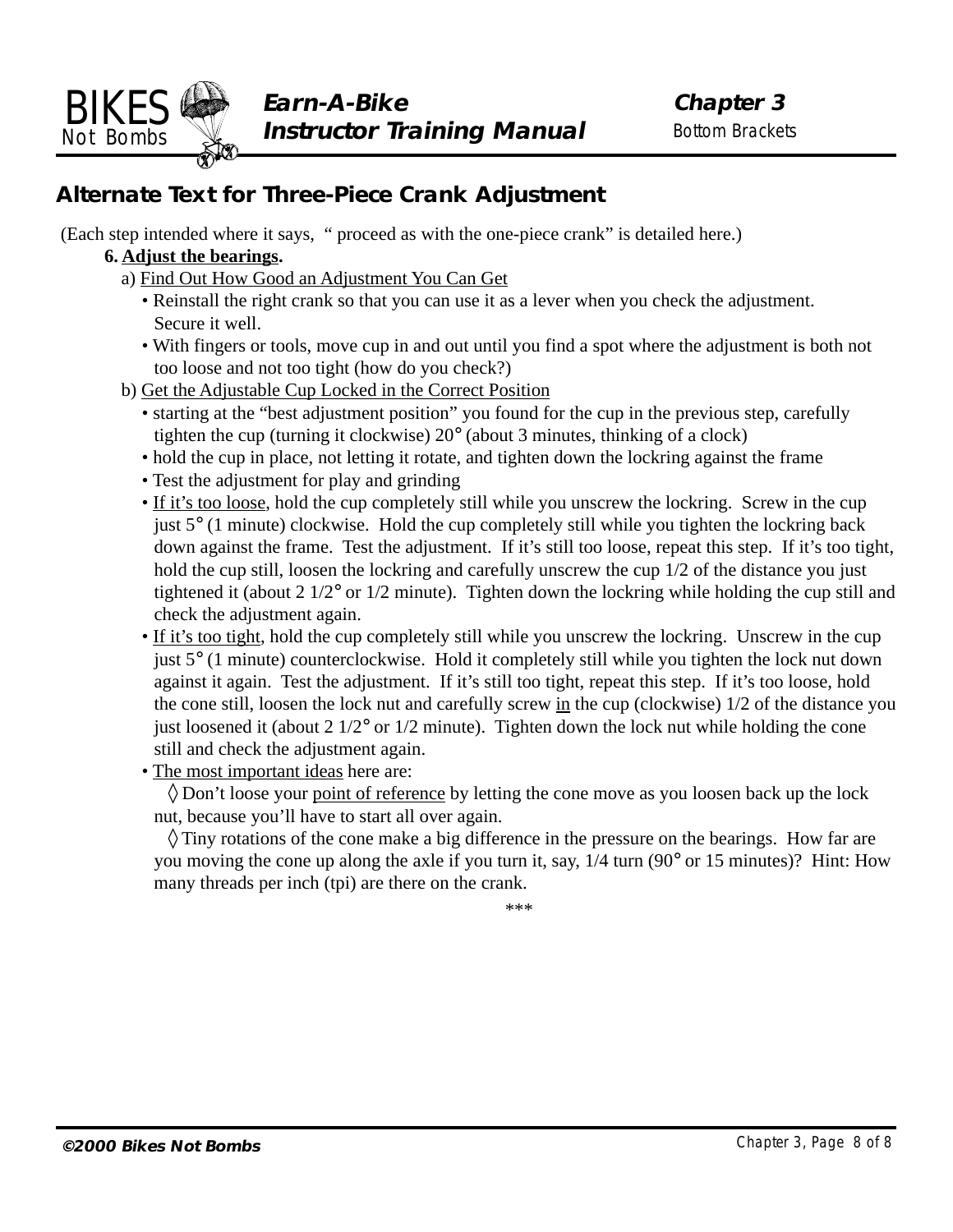## Alternate Text for Three-Piece Crank Adjustment

(Each step intended where it says, " proceed as with the one-piece crank" is detailed here.)

**6. Adjust the bearings.**

a) Find Out How Good an Adjustment You Can Get

- Reinstall the right crank so that you can use it as a lever when you check the adjustment. Secure it well.
- With fingers or tools, move cup in and out until you find a spot where the adjustment is both not too loose and not too tight (how do you check?)

b) Get the Adjustable Cup Locked in the Correct Position

- starting at the "best adjustment position" you found for the cup in the previous step, carefully tighten the cup (turning it clockwise) 20° (about 3 minutes, thinking of a clock)
- hold the cup in place, not letting it rotate, and tighten down the lockring against the frame
- Test the adjustment for play and grinding
- If it's too loose, hold the cup completely still while you unscrew the lockring. Screw in the cup just 5° (1 minute) clockwise. Hold the cup completely still while you tighten the lockring back down against the frame. Test the adjustment. If it's still too loose, repeat this step. If it's too tight, hold the cup still, loosen the lockring and carefully unscrew the cup 1/2 of the distance you just tightened it (about 2 1/2° or 1/2 minute). Tighten down the lockring while holding the cup still and check the adjustment again.
- If it's too tight, hold the cup completely still while you unscrew the lockring. Unscrew in the cup just 5° (1 minute) counterclockwise. Hold it completely still while you tighten the lock nut down against it again. Test the adjustment. If it's still too tight, repeat this step. If it's too loose, hold the cone still, loosen the lock nut and carefully screw in the cup (clockwise) 1/2 of the distance you just loosened it (about 2 1/2° or 1/2 minute). Tighten down the lock nut while holding the cone still and check the adjustment again.
- The most important ideas here are:
  - ◊ Don't loose your point of reference by letting the cone move as you loosen back up the lock nut, because you'll have to start all over again.
  - ◊ Tiny rotations of the cone make a big difference in the pressure on the bearings. How far are you moving the cone up along the axle if you turn it, say, 1/4 turn (90° or 15 minutes)? Hint: How many threads per inch (tpi) are there on the crank.

***